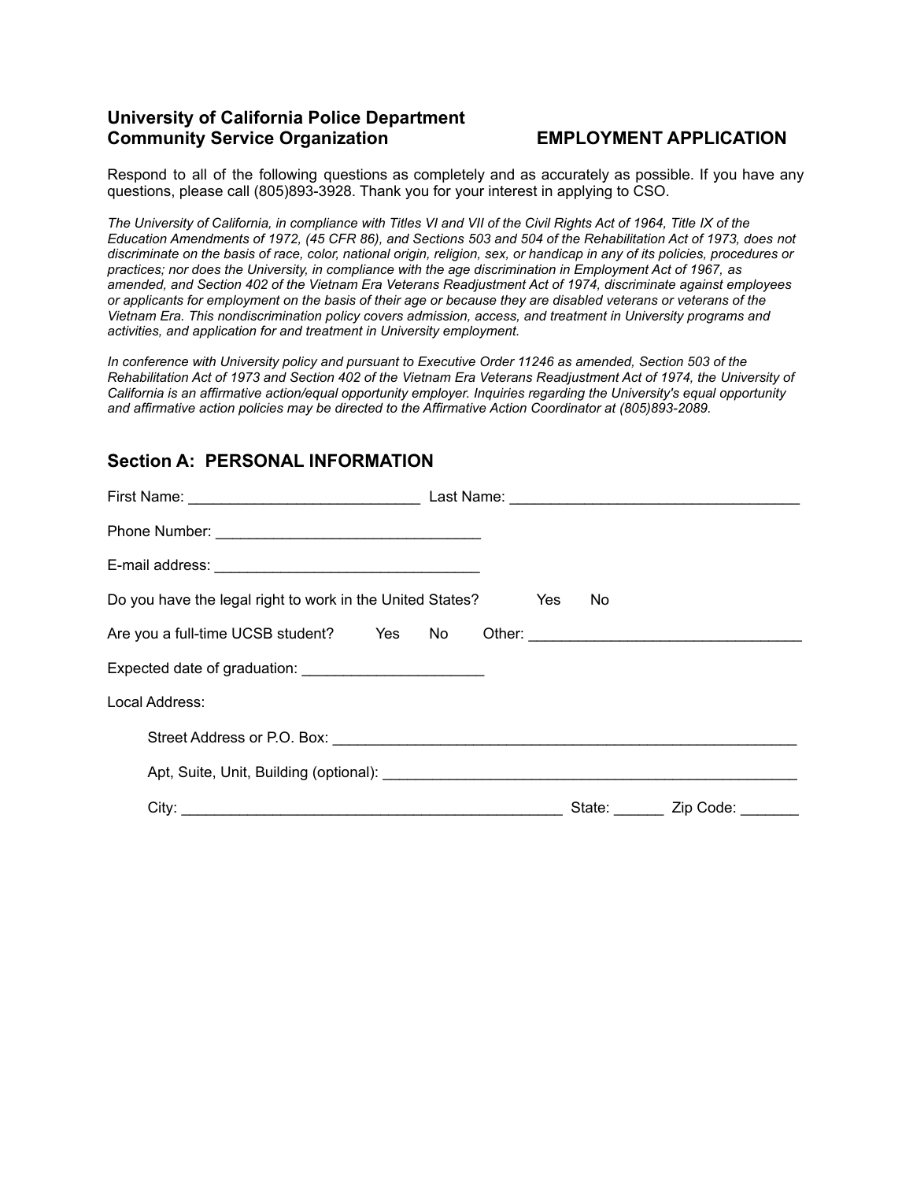**University of California Police Department**
**Community Service Organization** **EMPLOYMENT APPLICATION**

Respond to all of the following questions as completely and as accurately as possible. If you have any questions, please call (805)893-3928. Thank you for your interest in applying to CSO.

*The University of California, in compliance with Titles VI and VII of the Civil Rights Act of 1964, Title IX of the Education Amendments of 1972, (45 CFR 86), and Sections 503 and 504 of the Rehabilitation Act of 1973, does not discriminate on the basis of race, color, national origin, religion, sex, or handicap in any of its policies, procedures or practices; nor does the University, in compliance with the age discrimination in Employment Act of 1967, as amended, and Section 402 of the Vietnam Era Veterans Readjustment Act of 1974, discriminate against employees or applicants for employment on the basis of their age or because they are disabled veterans or veterans of the Vietnam Era. This nondiscrimination policy covers admission, access, and treatment in University programs and activities, and application for and treatment in University employment.*

*In conference with University policy and pursuant to Executive Order 11246 as amended, Section 503 of the Rehabilitation Act of 1973 and Section 402 of the Vietnam Era Veterans Readjustment Act of 1974, the University of California is an affirmative action/equal opportunity employer. Inquiries regarding the University's equal opportunity and affirmative action policies may be directed to the Affirmative Action Coordinator at (805)893-2089.*

## Section A: PERSONAL INFORMATION

First Name: ____________________________ Last Name: ___________________________________

Phone Number: ________________________________

E-mail address: ________________________________

Do you have the legal right to work in the United States? Yes No

Are you a full-time UCSB student? Yes No Other: ________________________________

Expected date of graduation: ______________________

Local Address:

Street Address or P.O. Box: ________________________________________________________

Apt, Suite, Unit, Building (optional): ________________________________________________

City: ______________________________________________ State: ______ Zip Code: _______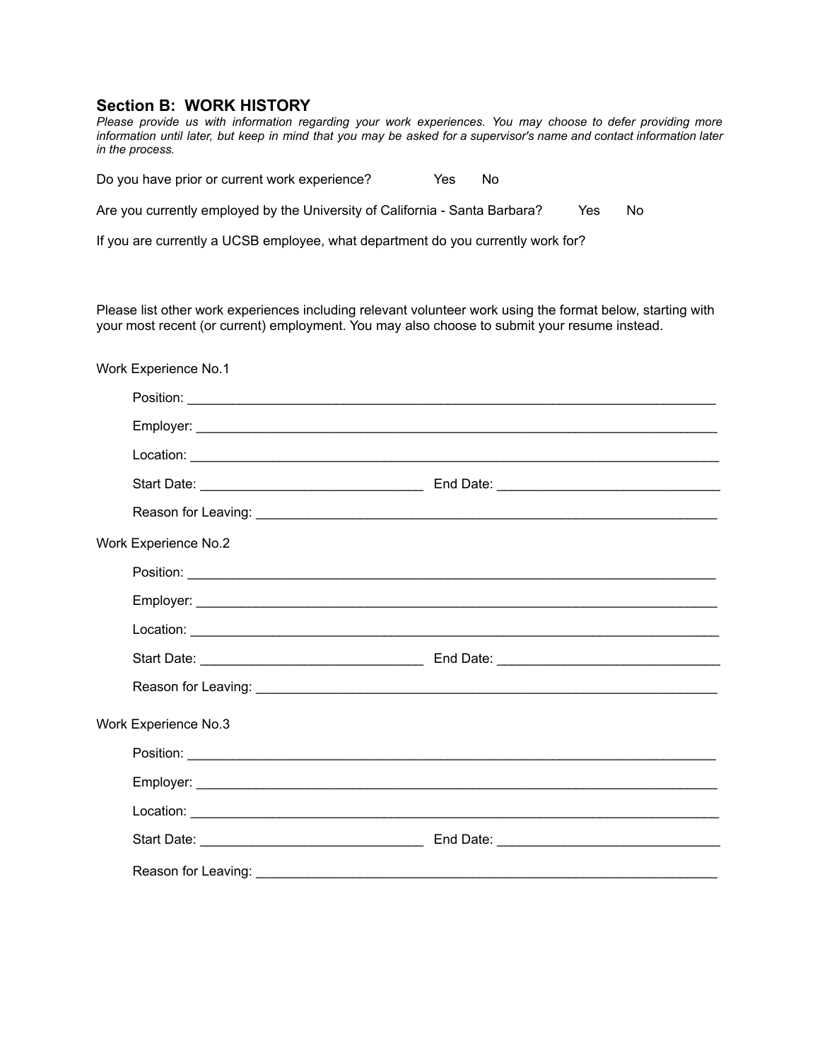## Section B: WORK HISTORY

*Please provide us with information regarding your work experiences. You may choose to defer providing more information until later, but keep in mind that you may be asked for a supervisor's name and contact information later in the process.*

Do you have prior or current work experience? Yes No

Are you currently employed by the University of California - Santa Barbara? Yes No

If you are currently a UCSB employee, what department do you currently work for?

Please list other work experiences including relevant volunteer work using the format below, starting with your most recent (or current) employment. You may also choose to submit your resume instead.

Work Experience No.1

Position: ___________________________________________________________________________

Employer: __________________________________________________________________________

Location: ___________________________________________________________________________

Start Date: ______________________________ End Date: ______________________________

Reason for Leaving: _________________________________________________________________

Work Experience No.2

Position: ___________________________________________________________________________

Employer: __________________________________________________________________________

Location: ___________________________________________________________________________

Start Date: ______________________________ End Date: ______________________________

Reason for Leaving: _________________________________________________________________

Work Experience No.3

Position: ___________________________________________________________________________

Employer: __________________________________________________________________________

Location: ___________________________________________________________________________

Start Date: ______________________________ End Date: ______________________________

Reason for Leaving: _________________________________________________________________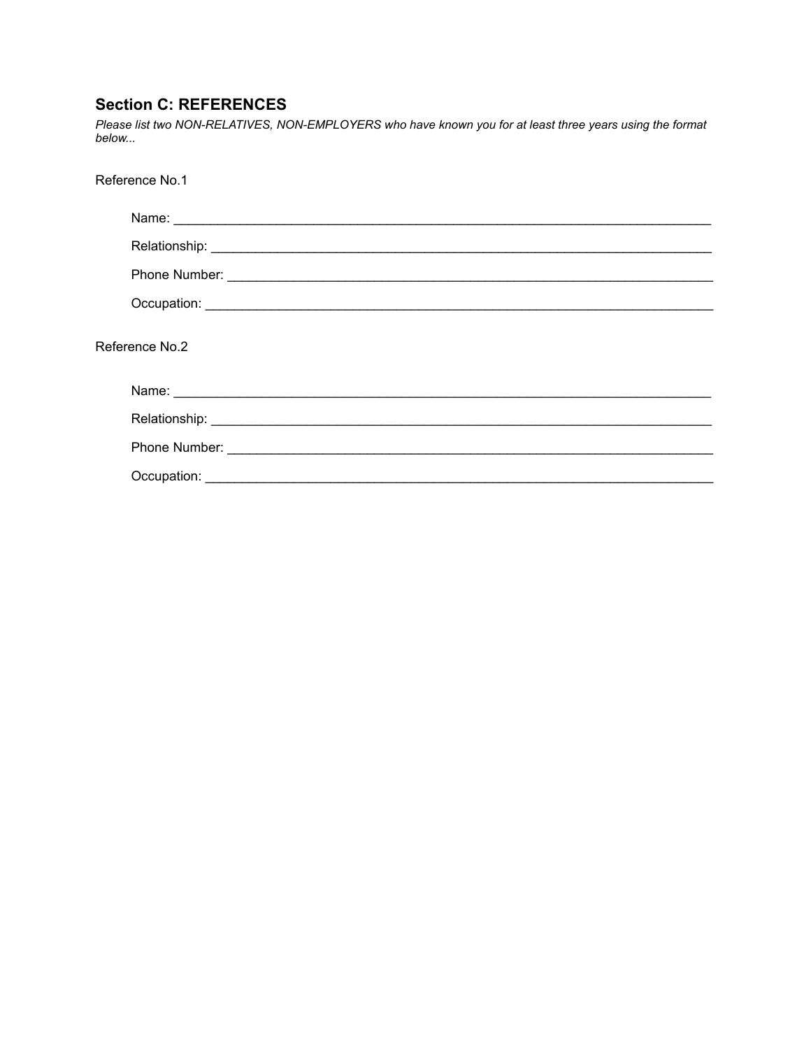## Section C: REFERENCES

*Please list two NON-RELATIVES, NON-EMPLOYERS who have known you for at least three years using the format below...*

Reference No.1

Name: ___________________________________________________________________________

Relationship: _______________________________________________________________________

Phone Number: ______________________________________________________________________

Occupation: ________________________________________________________________________

Reference No.2

Name: ___________________________________________________________________________

Relationship: _______________________________________________________________________

Phone Number: ______________________________________________________________________

Occupation: ________________________________________________________________________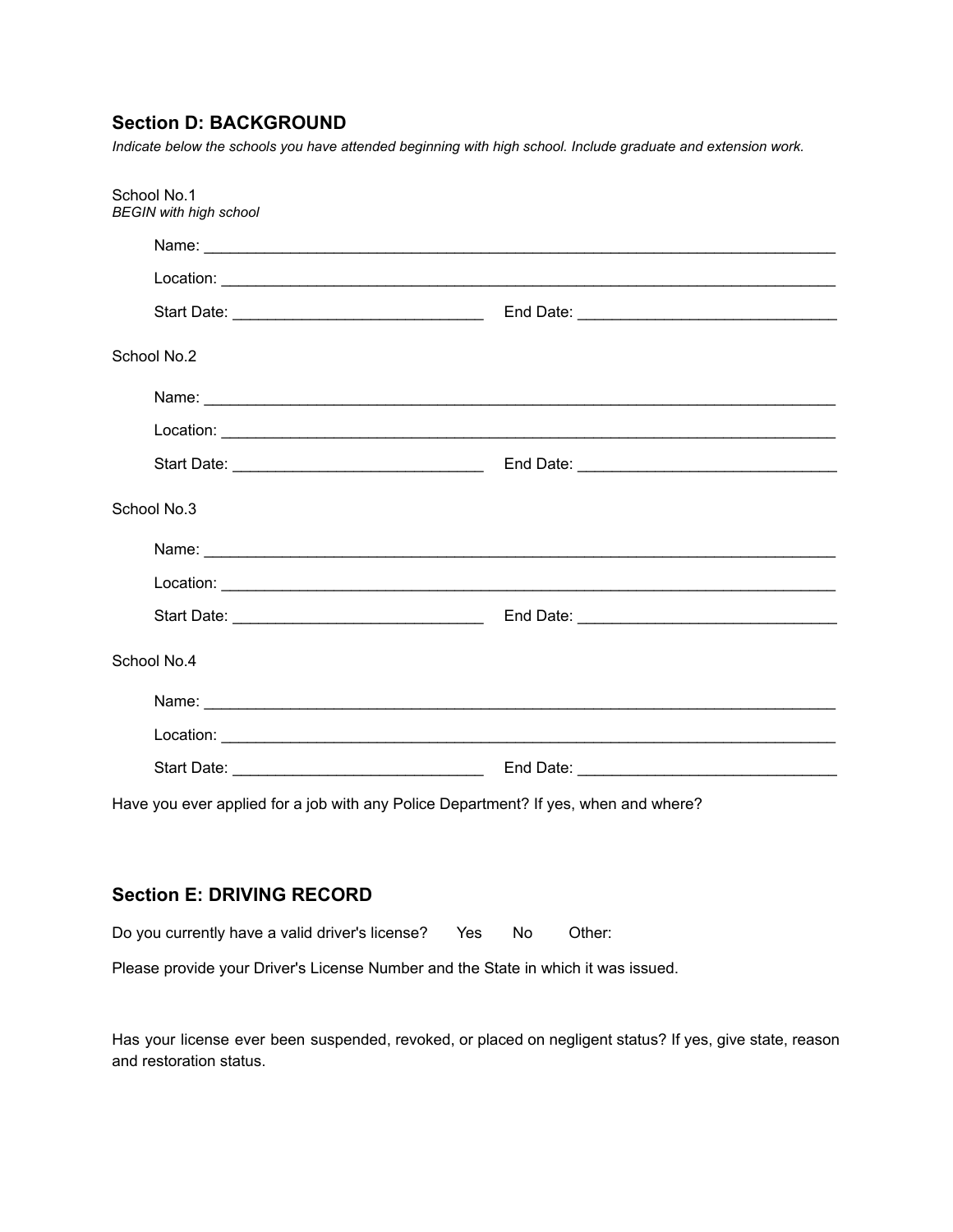## Section D: BACKGROUND

*Indicate below the schools you have attended beginning with high school. Include graduate and extension work.*

School No.1
*BEGIN with high school*

Name: ___________________________________________________________________________

Location: _________________________________________________________________________

Start Date: ____________________________ End Date: _____________________________

School No.2

Name: ___________________________________________________________________________

Location: _________________________________________________________________________

Start Date: ____________________________ End Date: _____________________________

School No.3

Name: ___________________________________________________________________________

Location: _________________________________________________________________________

Start Date: ____________________________ End Date: _____________________________

School No.4

Name: ___________________________________________________________________________

Location: _________________________________________________________________________

Start Date: ____________________________ End Date: _____________________________

Have you ever applied for a job with any Police Department? If yes, when and where?

## Section E: DRIVING RECORD

Do you currently have a valid driver's license? Yes No Other:

Please provide your Driver's License Number and the State in which it was issued.

Has your license ever been suspended, revoked, or placed on negligent status? If yes, give state, reason and restoration status.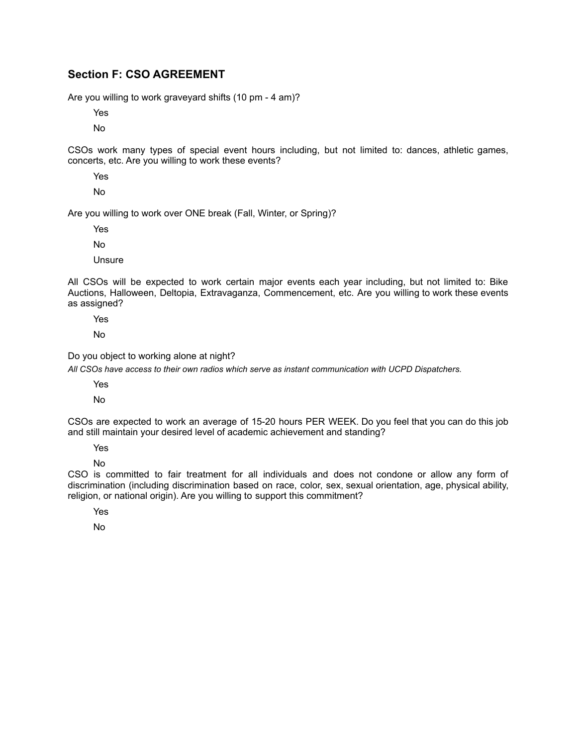## Section F: CSO AGREEMENT

Are you willing to work graveyard shifts (10 pm - 4 am)?

Yes

No

CSOs work many types of special event hours including, but not limited to: dances, athletic games, concerts, etc. Are you willing to work these events?

Yes

No

Are you willing to work over ONE break (Fall, Winter, or Spring)?

Yes

No

Unsure

All CSOs will be expected to work certain major events each year including, but not limited to: Bike Auctions, Halloween, Deltopia, Extravaganza, Commencement, etc. Are you willing to work these events as assigned?

Yes

No

Do you object to working alone at night?

*All CSOs have access to their own radios which serve as instant communication with UCPD Dispatchers.*

Yes

No

CSOs are expected to work an average of 15-20 hours PER WEEK. Do you feel that you can do this job and still maintain your desired level of academic achievement and standing?

Yes

No

CSO is committed to fair treatment for all individuals and does not condone or allow any form of discrimination (including discrimination based on race, color, sex, sexual orientation, age, physical ability, religion, or national origin). Are you willing to support this commitment?

Yes

No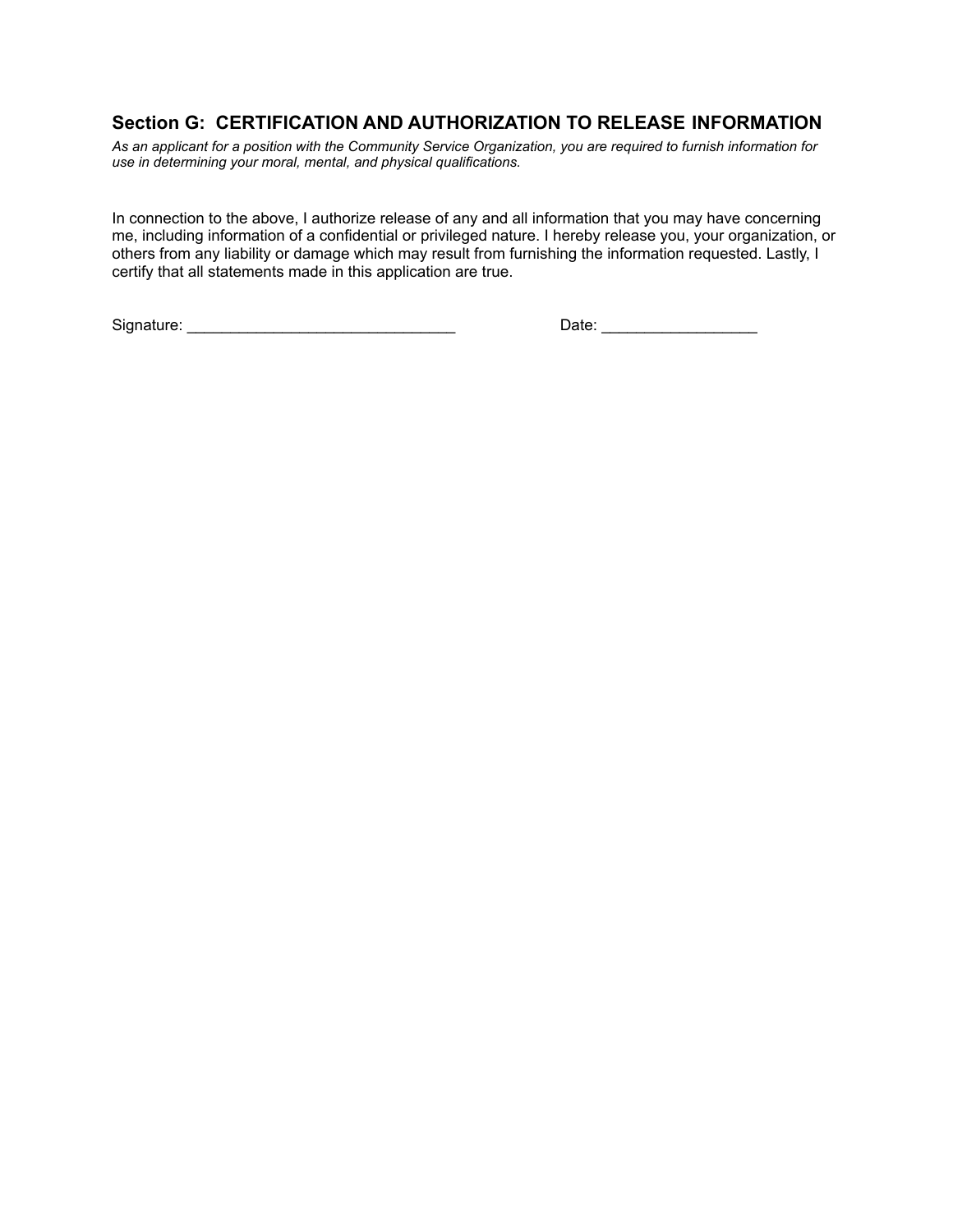## Section G: CERTIFICATION AND AUTHORIZATION TO RELEASE INFORMATION

*As an applicant for a position with the Community Service Organization, you are required to furnish information for use in determining your moral, mental, and physical qualifications.*

In connection to the above, I authorize release of any and all information that you may have concerning me, including information of a confidential or privileged nature. I hereby release you, your organization, or others from any liability or damage which may result from furnishing the information requested. Lastly, I certify that all statements made in this application are true.

Signature: _______________________________ Date: __________________